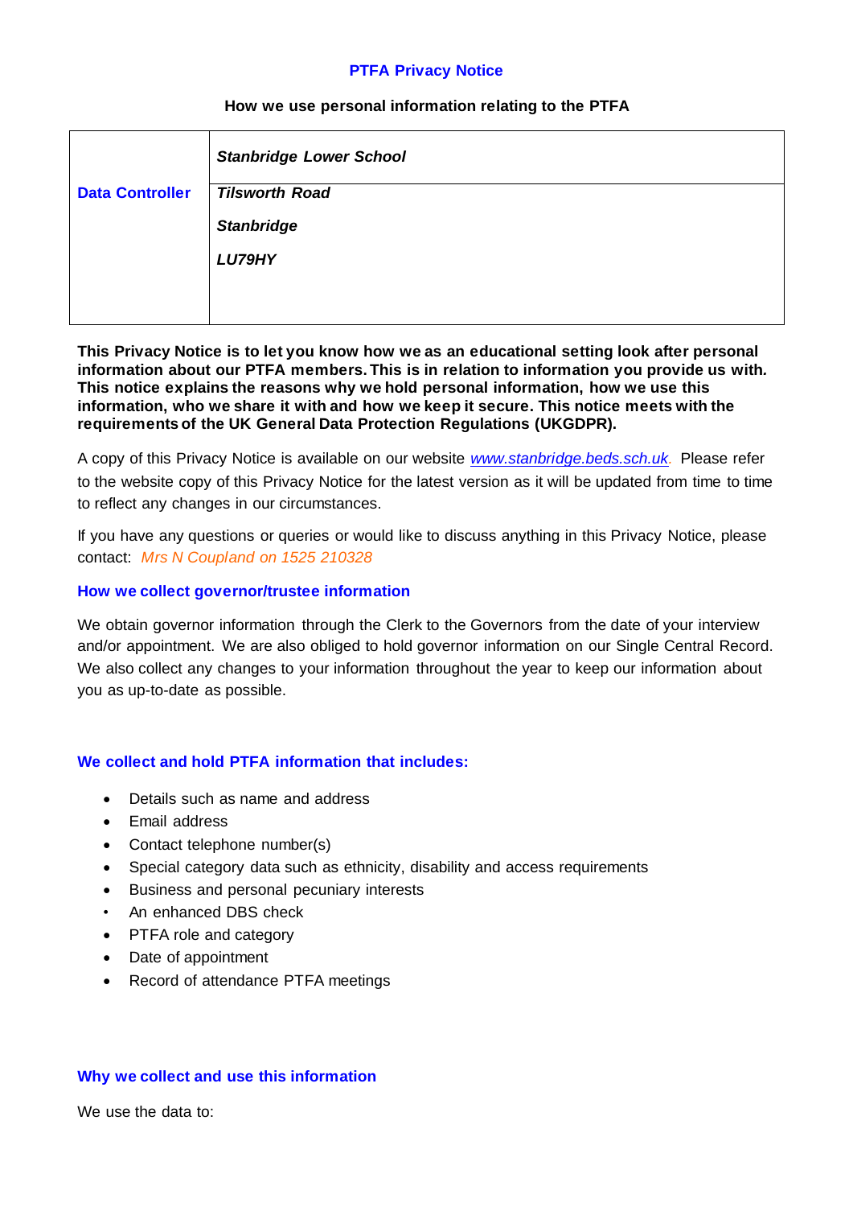# PTFA Privacy Notice

**How we use personal information relating to the PTFA**

| **Data Controller** | ***Stanbridge Lower School*** |
|---|---|
| | ***Tilsworth Road***<br><br>***Stanbridge***<br><br>***LU79HY*** |

**This Privacy Notice is to let you know how we as an educational setting look after personal information about our PTFA members. This is in relation to information you provide us with. This notice explains the reasons why we hold personal information, how we use this information, who we share it with and how we keep it secure. This notice meets with the requirements of the UK General Data Protection Regulations (UKGDPR).**

A copy of this Privacy Notice is available on our website *www.stanbridge.beds.sch.uk*. Please refer to the website copy of this Privacy Notice for the latest version as it will be updated from time to time to reflect any changes in our circumstances.

If you have any questions or queries or would like to discuss anything in this Privacy Notice, please contact: *Mrs N Coupland on 1525 210328*

## How we collect governor/trustee information

We obtain governor information through the Clerk to the Governors from the date of your interview and/or appointment. We are also obliged to hold governor information on our Single Central Record. We also collect any changes to your information throughout the year to keep our information about you as up-to-date as possible.

## We collect and hold PTFA information that includes:

- Details such as name and address
- Email address
- Contact telephone number(s)
- Special category data such as ethnicity, disability and access requirements
- Business and personal pecuniary interests
- An enhanced DBS check
- PTFA role and category
- Date of appointment
- Record of attendance PTFA meetings

## Why we collect and use this information

We use the data to: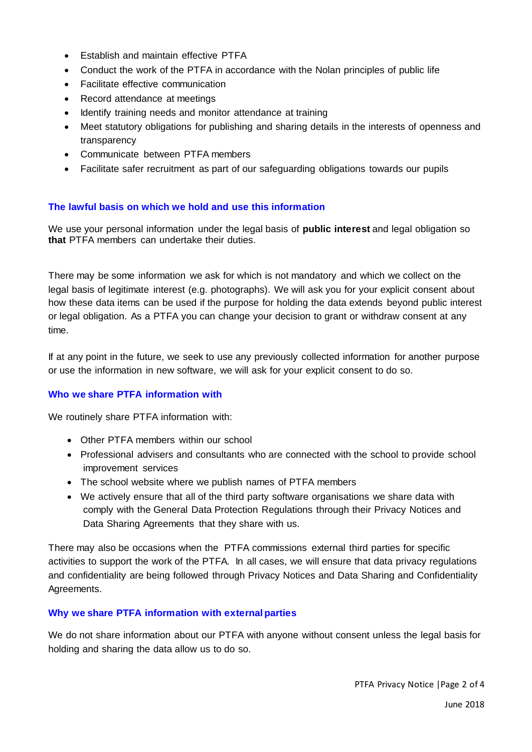- Establish and maintain effective PTFA
- Conduct the work of the PTFA in accordance with the Nolan principles of public life
- Facilitate effective communication
- Record attendance at meetings
- Identify training needs and monitor attendance at training
- Meet statutory obligations for publishing and sharing details in the interests of openness and transparency
- Communicate between PTFA members
- Facilitate safer recruitment as part of our safeguarding obligations towards our pupils

### The lawful basis on which we hold and use this information

We use your personal information under the legal basis of **public interest** and legal obligation so **that** PTFA members can undertake their duties.

There may be some information we ask for which is not mandatory and which we collect on the legal basis of legitimate interest (e.g. photographs). We will ask you for your explicit consent about how these data items can be used if the purpose for holding the data extends beyond public interest or legal obligation. As a PTFA you can change your decision to grant or withdraw consent at any time.

If at any point in the future, we seek to use any previously collected information for another purpose or use the information in new software, we will ask for your explicit consent to do so.

### Who we share PTFA information with

We routinely share PTFA information with:

- Other PTFA members within our school
- Professional advisers and consultants who are connected with the school to provide school improvement services
- The school website where we publish names of PTFA members
- We actively ensure that all of the third party software organisations we share data with comply with the General Data Protection Regulations through their Privacy Notices and Data Sharing Agreements that they share with us.

There may also be occasions when the PTFA commissions external third parties for specific activities to support the work of the PTFA. In all cases, we will ensure that data privacy regulations and confidentiality are being followed through Privacy Notices and Data Sharing and Confidentiality Agreements.

### Why we share PTFA information with external parties

We do not share information about our PTFA with anyone without consent unless the legal basis for holding and sharing the data allow us to do so.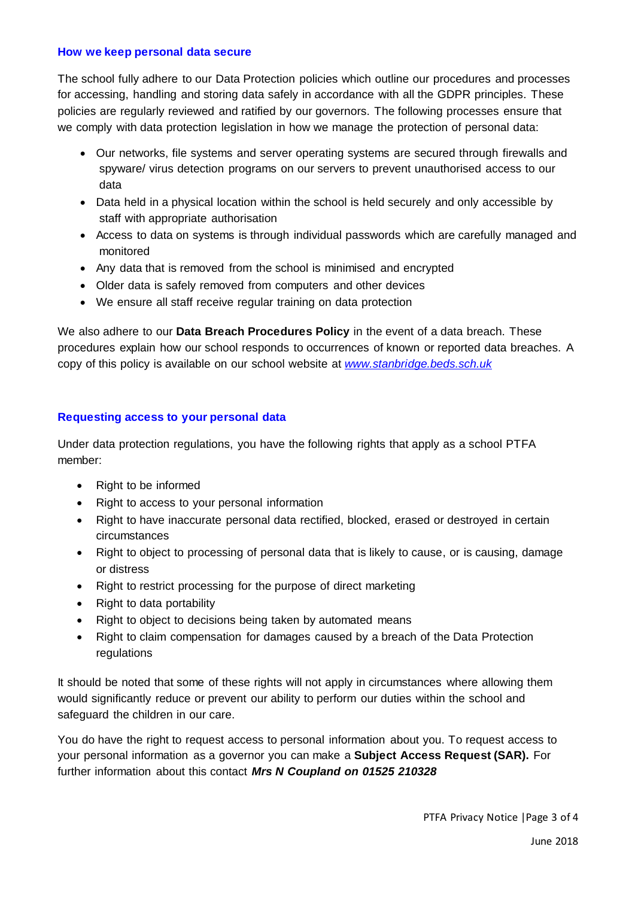## How we keep personal data secure

The school fully adhere to our Data Protection policies which outline our procedures and processes for accessing, handling and storing data safely in accordance with all the GDPR principles. These policies are regularly reviewed and ratified by our governors. The following processes ensure that we comply with data protection legislation in how we manage the protection of personal data:

- Our networks, file systems and server operating systems are secured through firewalls and spyware/ virus detection programs on our servers to prevent unauthorised access to our data
- Data held in a physical location within the school is held securely and only accessible by staff with appropriate authorisation
- Access to data on systems is through individual passwords which are carefully managed and monitored
- Any data that is removed from the school is minimised and encrypted
- Older data is safely removed from computers and other devices
- We ensure all staff receive regular training on data protection

We also adhere to our **Data Breach Procedures Policy** in the event of a data breach. These procedures explain how our school responds to occurrences of known or reported data breaches. A copy of this policy is available on our school website at *www.stanbridge.beds.sch.uk*

## Requesting access to your personal data

Under data protection regulations, you have the following rights that apply as a school PTFA member:

- Right to be informed
- Right to access to your personal information
- Right to have inaccurate personal data rectified, blocked, erased or destroyed in certain circumstances
- Right to object to processing of personal data that is likely to cause, or is causing, damage or distress
- Right to restrict processing for the purpose of direct marketing
- Right to data portability
- Right to object to decisions being taken by automated means
- Right to claim compensation for damages caused by a breach of the Data Protection regulations

It should be noted that some of these rights will not apply in circumstances where allowing them would significantly reduce or prevent our ability to perform our duties within the school and safeguard the children in our care.

You do have the right to request access to personal information about you. To request access to your personal information as a governor you can make a **Subject Access Request (SAR).** For further information about this contact ***Mrs N Coupland on 01525 210328***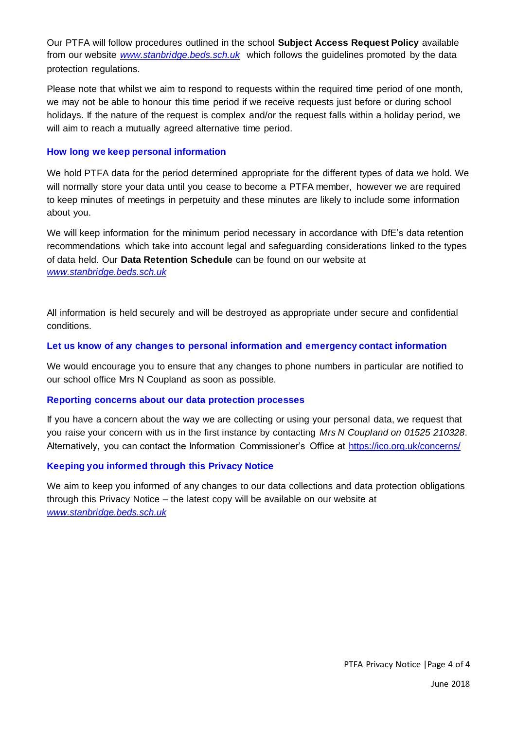Our PTFA will follow procedures outlined in the school **Subject Access Request Policy** available from our website *www.stanbridge.beds.sch.uk* which follows the guidelines promoted by the data protection regulations.

Please note that whilst we aim to respond to requests within the required time period of one month, we may not be able to honour this time period if we receive requests just before or during school holidays. If the nature of the request is complex and/or the request falls within a holiday period, we will aim to reach a mutually agreed alternative time period.

### How long we keep personal information

We hold PTFA data for the period determined appropriate for the different types of data we hold. We will normally store your data until you cease to become a PTFA member, however we are required to keep minutes of meetings in perpetuity and these minutes are likely to include some information about you.

We will keep information for the minimum period necessary in accordance with DfE's data retention recommendations which take into account legal and safeguarding considerations linked to the types of data held. Our **Data Retention Schedule** can be found on our website at *www.stanbridge.beds.sch.uk*

All information is held securely and will be destroyed as appropriate under secure and confidential conditions.

### Let us know of any changes to personal information and emergency contact information

We would encourage you to ensure that any changes to phone numbers in particular are notified to our school office Mrs N Coupland as soon as possible.

### Reporting concerns about our data protection processes

If you have a concern about the way we are collecting or using your personal data, we request that you raise your concern with us in the first instance by contacting *Mrs N Coupland on 01525 210328*. Alternatively, you can contact the Information Commissioner's Office at https://ico.org.uk/concerns/

### Keeping you informed through this Privacy Notice

We aim to keep you informed of any changes to our data collections and data protection obligations through this Privacy Notice – the latest copy will be available on our website at *www.stanbridge.beds.sch.uk*

June 2018